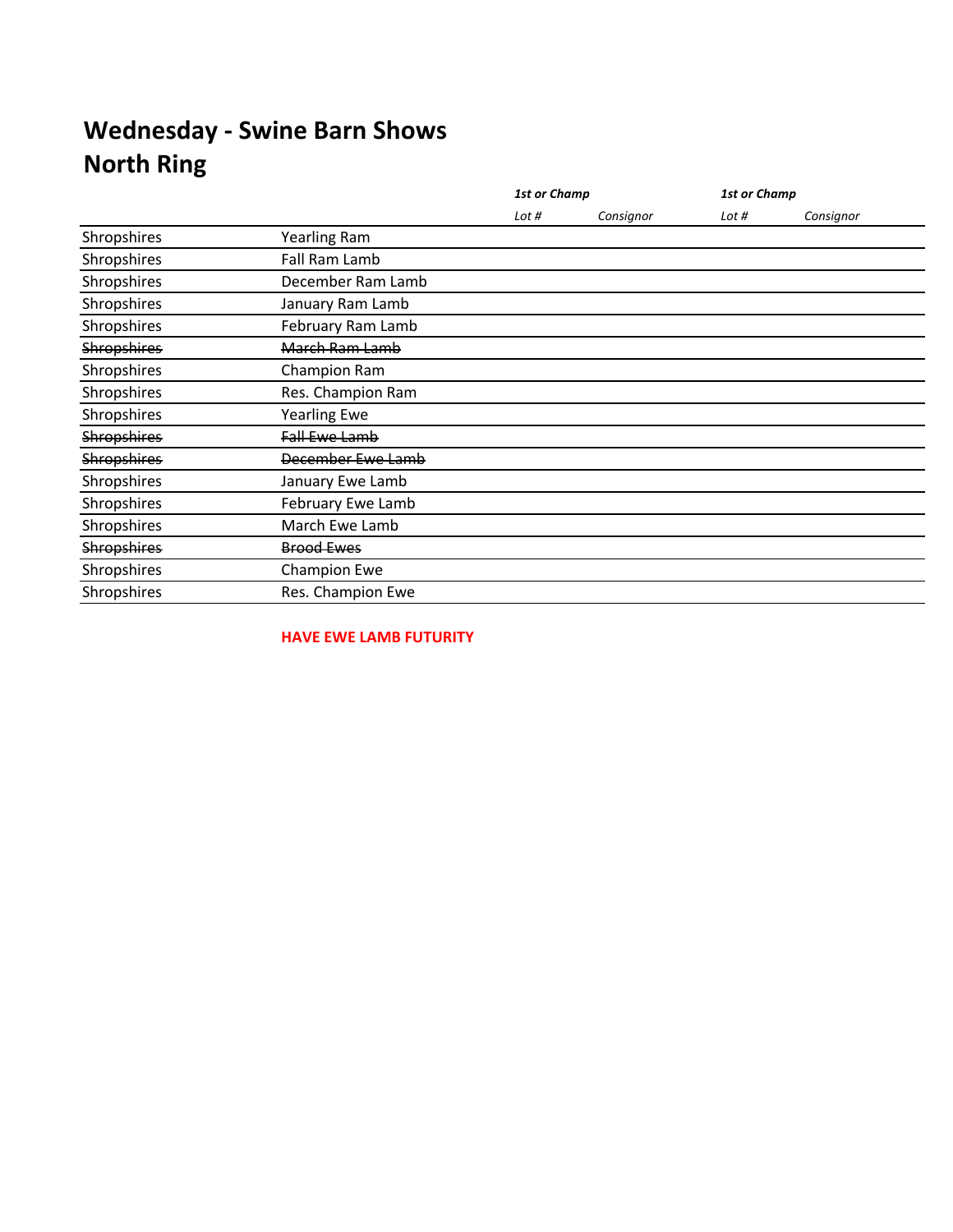# Wednesday - Swine Barn Shows
## North Ring

| | | ***1st or Champ*** | | ***1st or Champ*** | |
|---|---|---|---|---|---|
| | | *Lot #* | *Consignor* | *Lot #* | *Consignor* |
| Shropshires | Yearling Ram | | | | |
| Shropshires | Fall Ram Lamb | | | | |
| Shropshires | December Ram Lamb | | | | |
| Shropshires | January Ram Lamb | | | | |
| Shropshires | February Ram Lamb | | | | |
| ~~Shropshires~~ | ~~March Ram Lamb~~ | | | | |
| Shropshires | Champion Ram | | | | |
| Shropshires | Res. Champion Ram | | | | |
| Shropshires | Yearling Ewe | | | | |
| ~~Shropshires~~ | ~~Fall Ewe Lamb~~ | | | | |
| ~~Shropshires~~ | ~~December Ewe Lamb~~ | | | | |
| Shropshires | January Ewe Lamb | | | | |
| Shropshires | February Ewe Lamb | | | | |
| Shropshires | March Ewe Lamb | | | | |
| ~~Shropshires~~ | ~~Brood Ewes~~ | | | | |
| Shropshires | Champion Ewe | | | | |
| Shropshires | Res. Champion Ewe | | | | |

**HAVE EWE LAMB FUTURITY**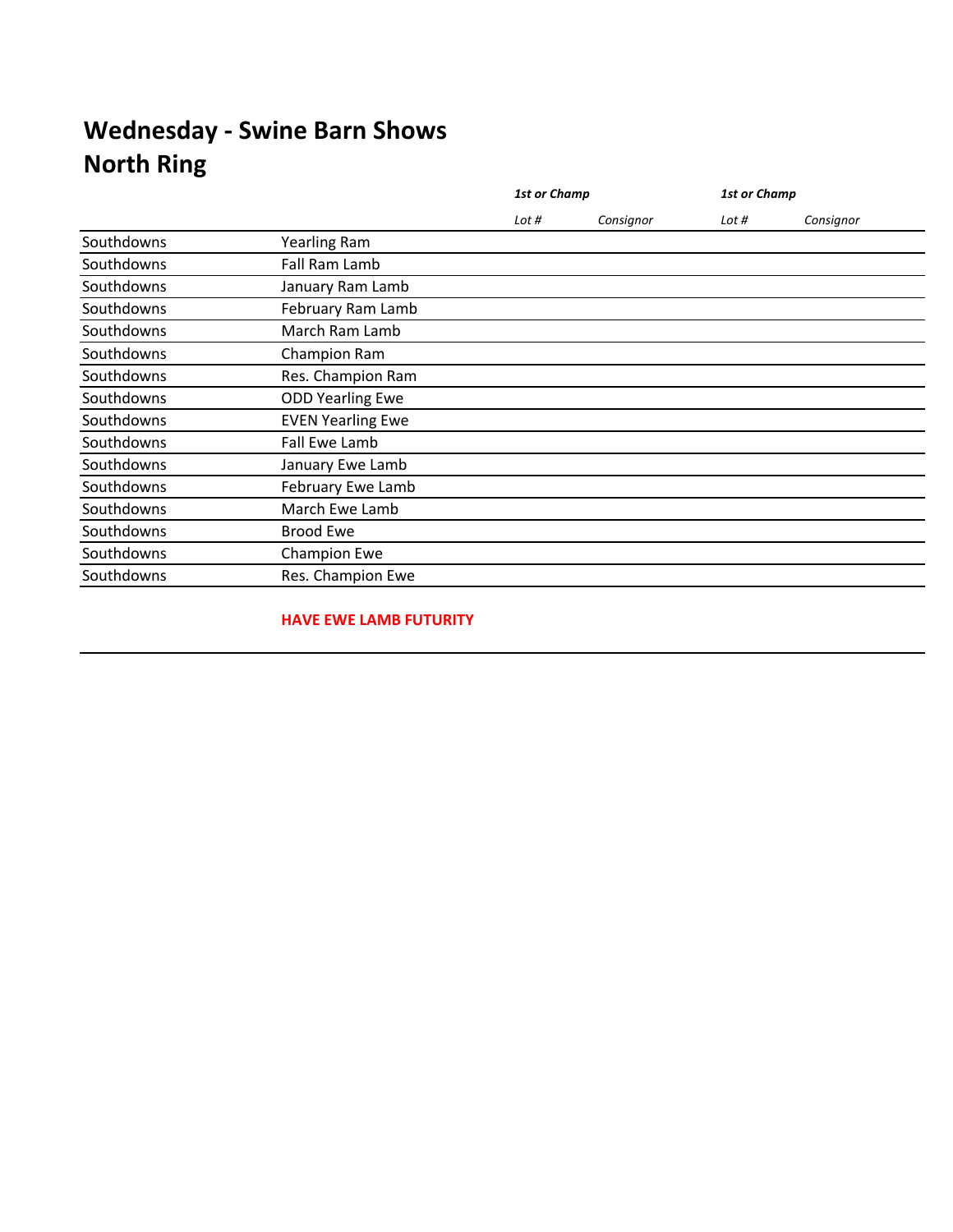# Wednesday - Swine Barn Shows
# North Ring

| | | *1st or Champ* | | *1st or Champ* | |
|---|---|---|---|---|---|
| | | *Lot #* | *Consignor* | *Lot #* | *Consignor* |
| Southdowns | Yearling Ram | | | | |
| Southdowns | Fall Ram Lamb | | | | |
| Southdowns | January Ram Lamb | | | | |
| Southdowns | February Ram Lamb | | | | |
| Southdowns | March Ram Lamb | | | | |
| Southdowns | Champion Ram | | | | |
| Southdowns | Res. Champion Ram | | | | |
| Southdowns | ODD Yearling Ewe | | | | |
| Southdowns | EVEN Yearling Ewe | | | | |
| Southdowns | Fall Ewe Lamb | | | | |
| Southdowns | January Ewe Lamb | | | | |
| Southdowns | February Ewe Lamb | | | | |
| Southdowns | March Ewe Lamb | | | | |
| Southdowns | Brood Ewe | | | | |
| Southdowns | Champion Ewe | | | | |
| Southdowns | Res. Champion Ewe | | | | |

**HAVE EWE LAMB FUTURITY**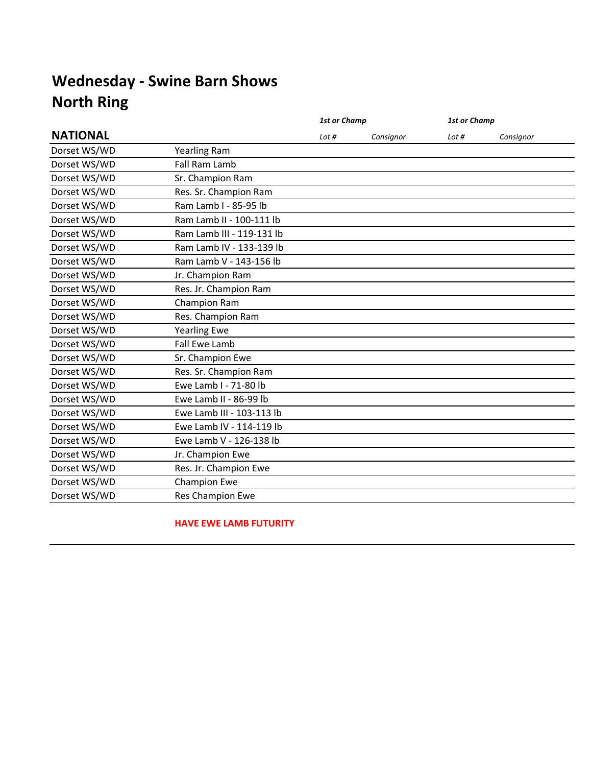# Wednesday - Swine Barn Shows
## North Ring

| NATIONAL | | 1st or Champ | | 1st or Champ | |
|---|---|---|---|---|---|
| | | Lot # | Consignor | Lot # | Consignor |
| Dorset WS/WD | Yearling Ram | | | | |
| Dorset WS/WD | Fall Ram Lamb | | | | |
| Dorset WS/WD | Sr. Champion Ram | | | | |
| Dorset WS/WD | Res. Sr. Champion Ram | | | | |
| Dorset WS/WD | Ram Lamb I - 85-95 lb | | | | |
| Dorset WS/WD | Ram Lamb II - 100-111 lb | | | | |
| Dorset WS/WD | Ram Lamb III - 119-131 lb | | | | |
| Dorset WS/WD | Ram Lamb IV - 133-139 lb | | | | |
| Dorset WS/WD | Ram Lamb V - 143-156 lb | | | | |
| Dorset WS/WD | Jr. Champion Ram | | | | |
| Dorset WS/WD | Res. Jr. Champion Ram | | | | |
| Dorset WS/WD | Champion Ram | | | | |
| Dorset WS/WD | Res. Champion Ram | | | | |
| Dorset WS/WD | Yearling Ewe | | | | |
| Dorset WS/WD | Fall Ewe Lamb | | | | |
| Dorset WS/WD | Sr. Champion Ewe | | | | |
| Dorset WS/WD | Res. Sr. Champion Ram | | | | |
| Dorset WS/WD | Ewe Lamb I - 71-80 lb | | | | |
| Dorset WS/WD | Ewe Lamb II - 86-99 lb | | | | |
| Dorset WS/WD | Ewe Lamb III - 103-113 lb | | | | |
| Dorset WS/WD | Ewe Lamb IV - 114-119 lb | | | | |
| Dorset WS/WD | Ewe Lamb V - 126-138 lb | | | | |
| Dorset WS/WD | Jr. Champion Ewe | | | | |
| Dorset WS/WD | Res. Jr. Champion Ewe | | | | |
| Dorset WS/WD | Champion Ewe | | | | |
| Dorset WS/WD | Res Champion Ewe | | | | |

**HAVE EWE LAMB FUTURITY**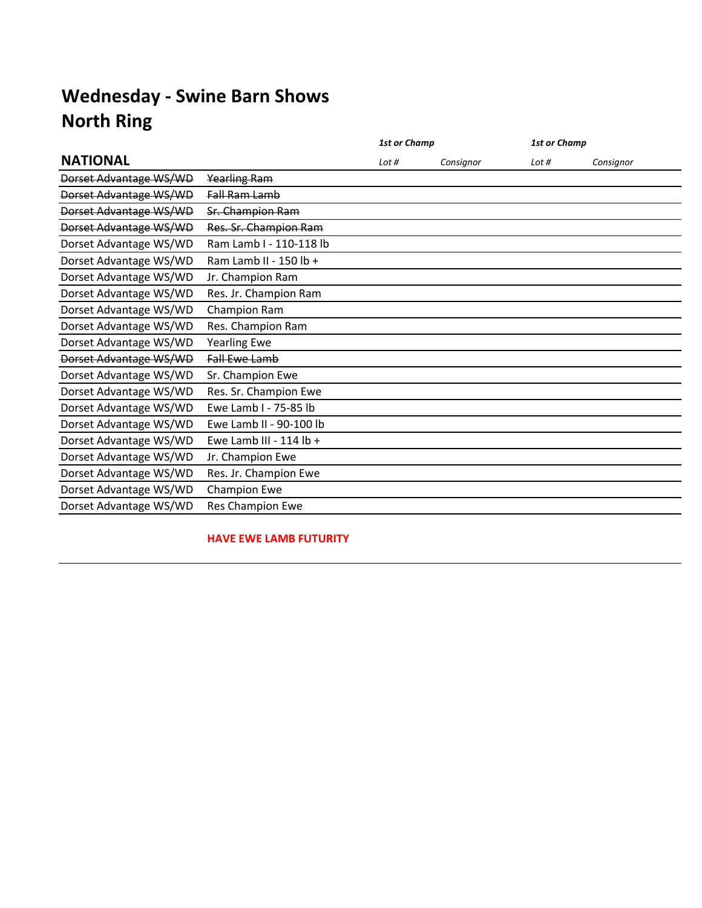# Wednesday - Swine Barn Shows
## North Ring

| NATIONAL | | 1st or Champ Lot # | Consignor | 1st or Champ Lot # | Consignor |
|---|---|---|---|---|---|
| ~~Dorset Advantage WS/WD~~ | ~~Yearling Ram~~ | | | | |
| ~~Dorset Advantage WS/WD~~ | ~~Fall Ram Lamb~~ | | | | |
| ~~Dorset Advantage WS/WD~~ | ~~Sr. Champion Ram~~ | | | | |
| ~~Dorset Advantage WS/WD~~ | ~~Res. Sr. Champion Ram~~ | | | | |
| Dorset Advantage WS/WD | Ram Lamb I - 110-118 lb | | | | |
| Dorset Advantage WS/WD | Ram Lamb II - 150 lb + | | | | |
| Dorset Advantage WS/WD | Jr. Champion Ram | | | | |
| Dorset Advantage WS/WD | Res. Jr. Champion Ram | | | | |
| Dorset Advantage WS/WD | Champion Ram | | | | |
| Dorset Advantage WS/WD | Res. Champion Ram | | | | |
| Dorset Advantage WS/WD | Yearling Ewe | | | | |
| ~~Dorset Advantage WS/WD~~ | ~~Fall Ewe Lamb~~ | | | | |
| Dorset Advantage WS/WD | Sr. Champion Ewe | | | | |
| Dorset Advantage WS/WD | Res. Sr. Champion Ewe | | | | |
| Dorset Advantage WS/WD | Ewe Lamb I - 75-85 lb | | | | |
| Dorset Advantage WS/WD | Ewe Lamb II - 90-100 lb | | | | |
| Dorset Advantage WS/WD | Ewe Lamb III - 114 lb + | | | | |
| Dorset Advantage WS/WD | Jr. Champion Ewe | | | | |
| Dorset Advantage WS/WD | Res. Jr. Champion Ewe | | | | |
| Dorset Advantage WS/WD | Champion Ewe | | | | |
| Dorset Advantage WS/WD | Res Champion Ewe | | | | |

**HAVE EWE LAMB FUTURITY**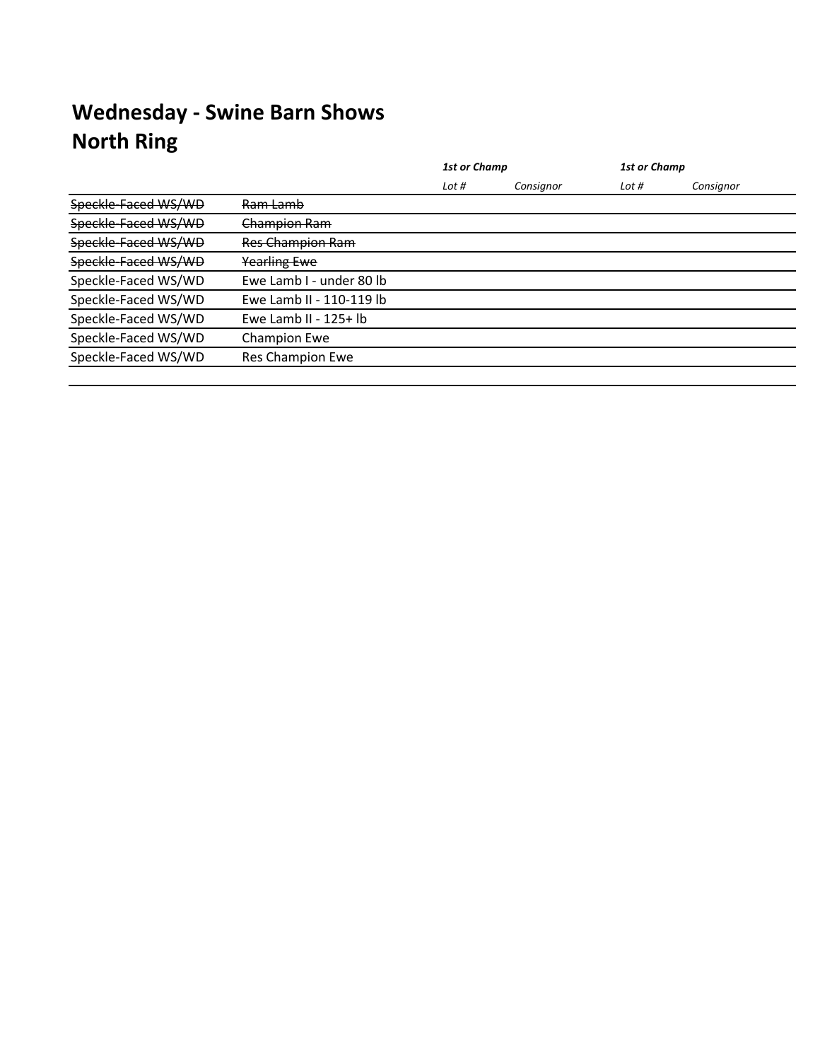# Wednesday - Swine Barn Shows
# North Ring

| | | *1st or Champ* | | *1st or Champ* | |
|---|---|---|---|---|---|
| | | *Lot #* | *Consignor* | *Lot #* | *Consignor* |
| ~~Speckle-Faced WS/WD~~ | ~~Ram Lamb~~ | | | | |
| ~~Speckle-Faced WS/WD~~ | ~~Champion Ram~~ | | | | |
| ~~Speckle-Faced WS/WD~~ | ~~Res Champion Ram~~ | | | | |
| ~~Speckle-Faced WS/WD~~ | ~~Yearling Ewe~~ | | | | |
| Speckle-Faced WS/WD | Ewe Lamb I - under 80 lb | | | | |
| Speckle-Faced WS/WD | Ewe Lamb II - 110-119 lb | | | | |
| Speckle-Faced WS/WD | Ewe Lamb II - 125+ lb | | | | |
| Speckle-Faced WS/WD | Champion Ewe | | | | |
| Speckle-Faced WS/WD | Res Champion Ewe | | | | |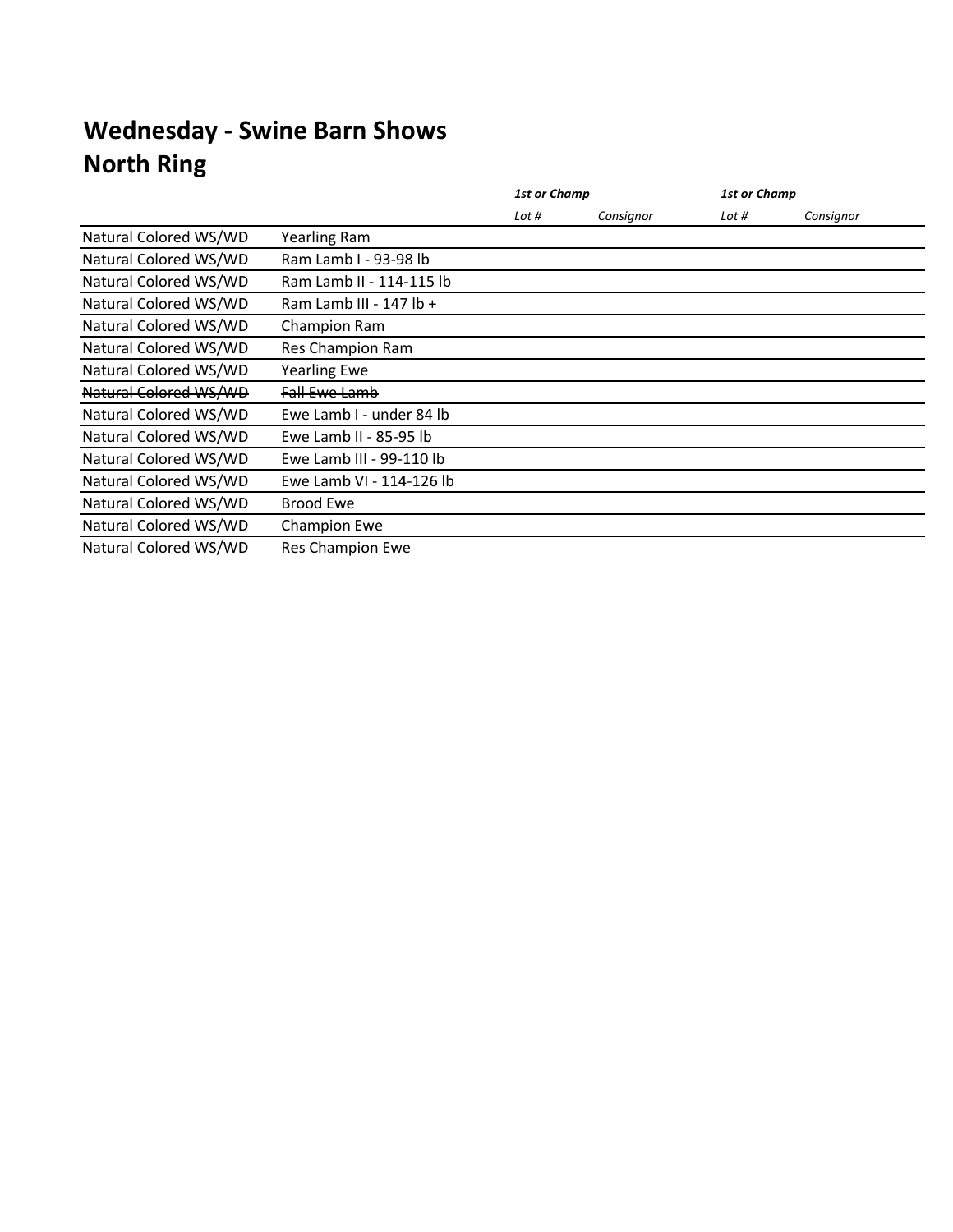# Wednesday - Swine Barn Shows
## North Ring

| | | ***1st or Champ*** | | ***1st or Champ*** | |
|---|---|---|---|---|---|
| | | *Lot #* | *Consignor* | *Lot #* | *Consignor* |
| Natural Colored WS/WD | Yearling Ram | | | | |
| Natural Colored WS/WD | Ram Lamb I - 93-98 lb | | | | |
| Natural Colored WS/WD | Ram Lamb II - 114-115 lb | | | | |
| Natural Colored WS/WD | Ram Lamb III - 147 lb + | | | | |
| Natural Colored WS/WD | Champion Ram | | | | |
| Natural Colored WS/WD | Res Champion Ram | | | | |
| Natural Colored WS/WD | Yearling Ewe | | | | |
| ~~Natural Colored WS/WD~~ | ~~Fall Ewe Lamb~~ | | | | |
| Natural Colored WS/WD | Ewe Lamb I - under 84 lb | | | | |
| Natural Colored WS/WD | Ewe Lamb II - 85-95 lb | | | | |
| Natural Colored WS/WD | Ewe Lamb III - 99-110 lb | | | | |
| Natural Colored WS/WD | Ewe Lamb VI - 114-126 lb | | | | |
| Natural Colored WS/WD | Brood Ewe | | | | |
| Natural Colored WS/WD | Champion Ewe | | | | |
| Natural Colored WS/WD | Res Champion Ewe | | | | |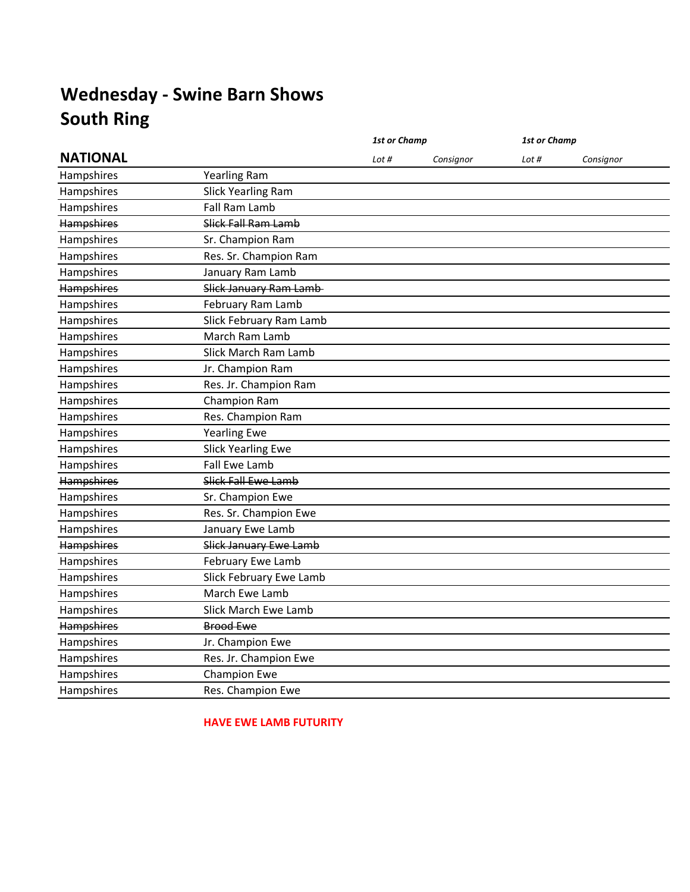# Wednesday - Swine Barn Shows
## South Ring

| NATIONAL | | 1st or Champ Lot # | Consignor | 1st or Champ Lot # | Consignor |
|---|---|---|---|---|---|
| Hampshires | Yearling Ram | | | | |
| Hampshires | Slick Yearling Ram | | | | |
| Hampshires | Fall Ram Lamb | | | | |
| ~~Hampshires~~ | ~~Slick Fall Ram Lamb~~ | | | | |
| Hampshires | Sr. Champion Ram | | | | |
| Hampshires | Res. Sr. Champion Ram | | | | |
| Hampshires | January Ram Lamb | | | | |
| ~~Hampshires~~ | ~~Slick January Ram Lamb~~ | | | | |
| Hampshires | February Ram Lamb | | | | |
| Hampshires | Slick February Ram Lamb | | | | |
| Hampshires | March Ram Lamb | | | | |
| Hampshires | Slick March Ram Lamb | | | | |
| Hampshires | Jr. Champion Ram | | | | |
| Hampshires | Res. Jr. Champion Ram | | | | |
| Hampshires | Champion Ram | | | | |
| Hampshires | Res. Champion Ram | | | | |
| Hampshires | Yearling Ewe | | | | |
| Hampshires | Slick Yearling Ewe | | | | |
| Hampshires | Fall Ewe Lamb | | | | |
| ~~Hampshires~~ | ~~Slick Fall Ewe Lamb~~ | | | | |
| Hampshires | Sr. Champion Ewe | | | | |
| Hampshires | Res. Sr. Champion Ewe | | | | |
| Hampshires | January Ewe Lamb | | | | |
| ~~Hampshires~~ | ~~Slick January Ewe Lamb~~ | | | | |
| Hampshires | February Ewe Lamb | | | | |
| Hampshires | Slick February Ewe Lamb | | | | |
| Hampshires | March Ewe Lamb | | | | |
| Hampshires | Slick March Ewe Lamb | | | | |
| ~~Hampshires~~ | ~~Brood Ewe~~ | | | | |
| Hampshires | Jr. Champion Ewe | | | | |
| Hampshires | Res. Jr. Champion Ewe | | | | |
| Hampshires | Champion Ewe | | | | |
| Hampshires | Res. Champion Ewe | | | | |

**HAVE EWE LAMB FUTURITY**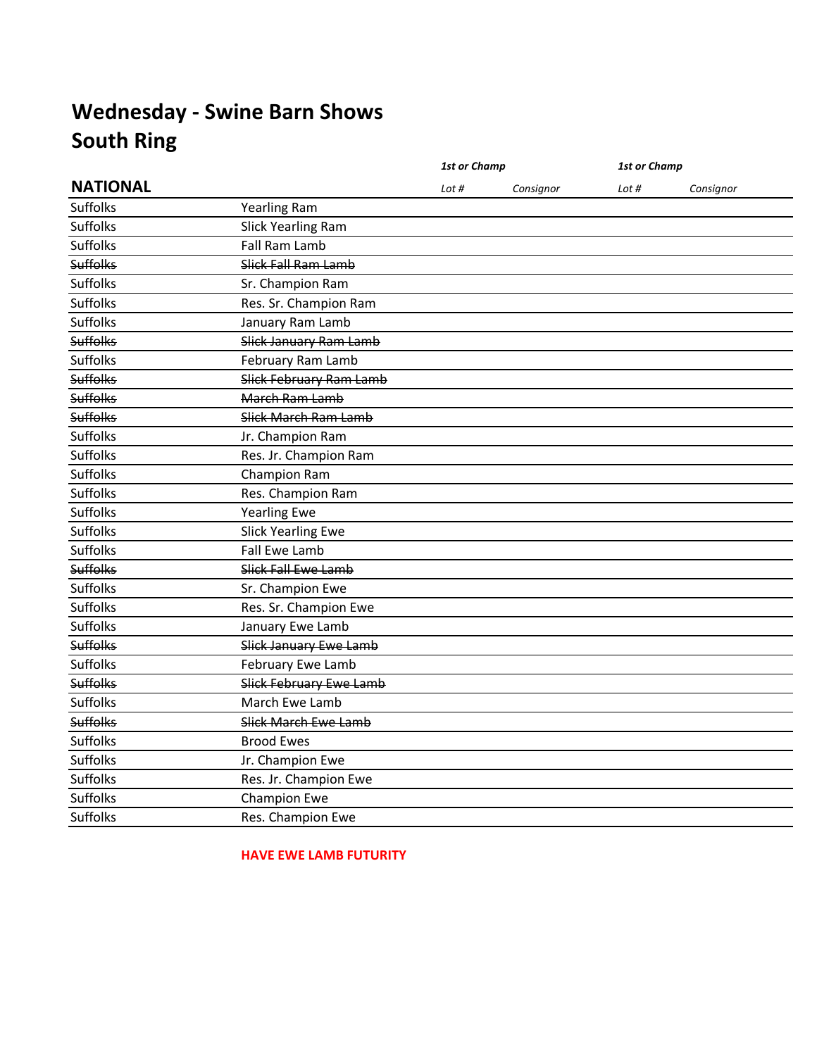# Wednesday - Swine Barn Shows
# South Ring

| NATIONAL | | 1st or Champ Lot # | Consignor | 1st or Champ Lot # | Consignor |
|---|---|---|---|---|---|
| Suffolks | Yearling Ram | | | | |
| Suffolks | Slick Yearling Ram | | | | |
| Suffolks | Fall Ram Lamb | | | | |
| ~~Suffolks~~ | ~~Slick Fall Ram Lamb~~ | | | | |
| Suffolks | Sr. Champion Ram | | | | |
| Suffolks | Res. Sr. Champion Ram | | | | |
| Suffolks | January Ram Lamb | | | | |
| ~~Suffolks~~ | ~~Slick January Ram Lamb~~ | | | | |
| Suffolks | February Ram Lamb | | | | |
| ~~Suffolks~~ | ~~Slick February Ram Lamb~~ | | | | |
| ~~Suffolks~~ | ~~March Ram Lamb~~ | | | | |
| ~~Suffolks~~ | ~~Slick March Ram Lamb~~ | | | | |
| Suffolks | Jr. Champion Ram | | | | |
| Suffolks | Res. Jr. Champion Ram | | | | |
| Suffolks | Champion Ram | | | | |
| Suffolks | Res. Champion Ram | | | | |
| Suffolks | Yearling Ewe | | | | |
| Suffolks | Slick Yearling Ewe | | | | |
| Suffolks | Fall Ewe Lamb | | | | |
| ~~Suffolks~~ | ~~Slick Fall Ewe Lamb~~ | | | | |
| Suffolks | Sr. Champion Ewe | | | | |
| Suffolks | Res. Sr. Champion Ewe | | | | |
| Suffolks | January Ewe Lamb | | | | |
| ~~Suffolks~~ | ~~Slick January Ewe Lamb~~ | | | | |
| Suffolks | February Ewe Lamb | | | | |
| ~~Suffolks~~ | ~~Slick February Ewe Lamb~~ | | | | |
| Suffolks | March Ewe Lamb | | | | |
| ~~Suffolks~~ | ~~Slick March Ewe Lamb~~ | | | | |
| Suffolks | Brood Ewes | | | | |
| Suffolks | Jr. Champion Ewe | | | | |
| Suffolks | Res. Jr. Champion Ewe | | | | |
| Suffolks | Champion Ewe | | | | |
| Suffolks | Res. Champion Ewe | | | | |

**HAVE EWE LAMB FUTURITY**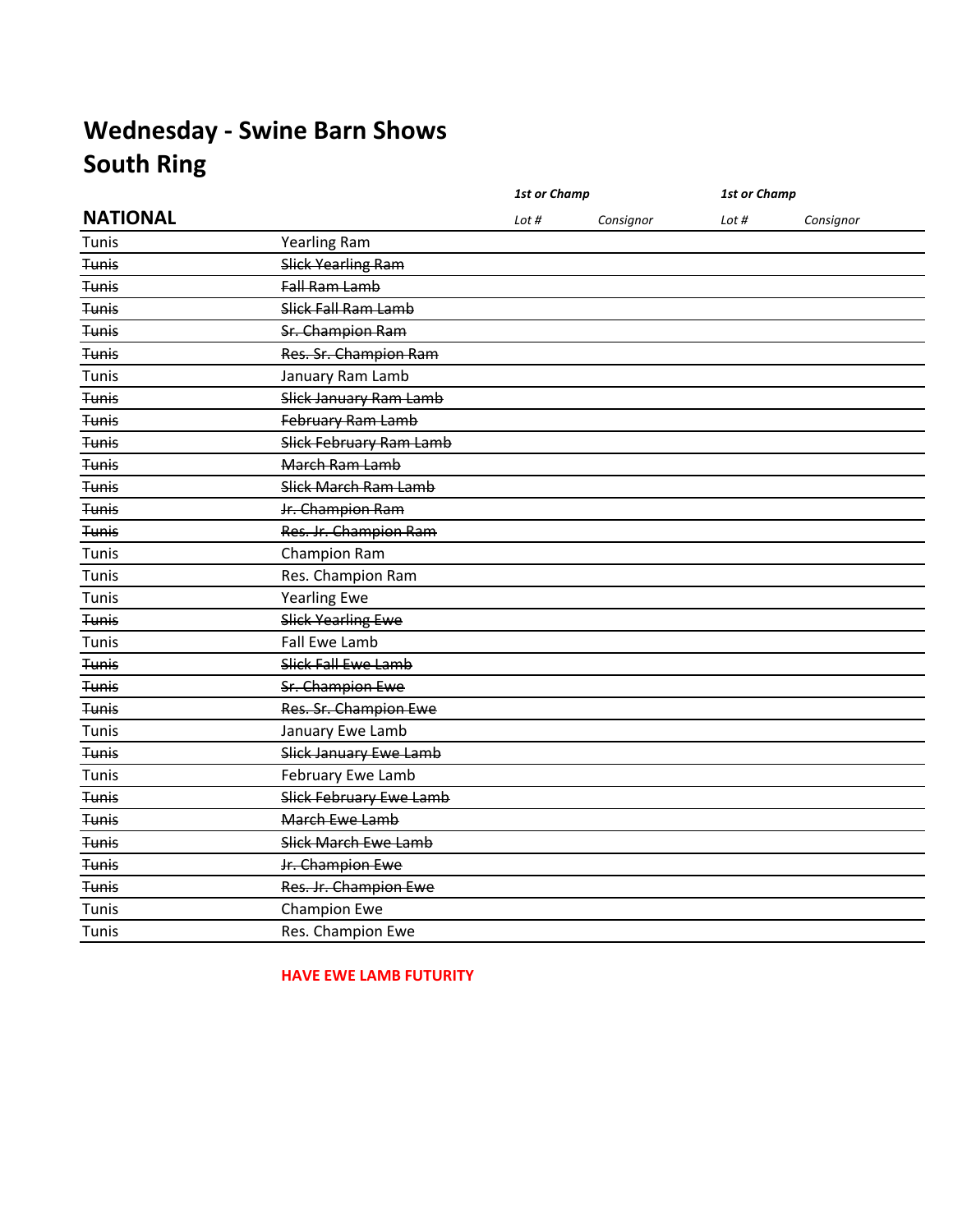# Wednesday - Swine Barn Shows
## South Ring

| NATIONAL | | *1st or Champ* *Lot #* | *Consignor* | *1st or Champ* *Lot #* | *Consignor* |
|---|---|---|---|---|---|
| Tunis | Yearling Ram | | | | |
| ~~Tunis~~ | ~~Slick Yearling Ram~~ | | | | |
| ~~Tunis~~ | ~~Fall Ram Lamb~~ | | | | |
| ~~Tunis~~ | ~~Slick Fall Ram Lamb~~ | | | | |
| ~~Tunis~~ | ~~Sr. Champion Ram~~ | | | | |
| ~~Tunis~~ | ~~Res. Sr. Champion Ram~~ | | | | |
| Tunis | January Ram Lamb | | | | |
| ~~Tunis~~ | ~~Slick January Ram Lamb~~ | | | | |
| ~~Tunis~~ | ~~February Ram Lamb~~ | | | | |
| ~~Tunis~~ | ~~Slick February Ram Lamb~~ | | | | |
| ~~Tunis~~ | ~~March Ram Lamb~~ | | | | |
| ~~Tunis~~ | ~~Slick March Ram Lamb~~ | | | | |
| ~~Tunis~~ | ~~Jr. Champion Ram~~ | | | | |
| ~~Tunis~~ | ~~Res. Jr. Champion Ram~~ | | | | |
| Tunis | Champion Ram | | | | |
| Tunis | Res. Champion Ram | | | | |
| Tunis | Yearling Ewe | | | | |
| ~~Tunis~~ | ~~Slick Yearling Ewe~~ | | | | |
| Tunis | Fall Ewe Lamb | | | | |
| ~~Tunis~~ | ~~Slick Fall Ewe Lamb~~ | | | | |
| ~~Tunis~~ | ~~Sr. Champion Ewe~~ | | | | |
| ~~Tunis~~ | ~~Res. Sr. Champion Ewe~~ | | | | |
| Tunis | January Ewe Lamb | | | | |
| ~~Tunis~~ | ~~Slick January Ewe Lamb~~ | | | | |
| Tunis | February Ewe Lamb | | | | |
| ~~Tunis~~ | ~~Slick February Ewe Lamb~~ | | | | |
| ~~Tunis~~ | ~~March Ewe Lamb~~ | | | | |
| ~~Tunis~~ | ~~Slick March Ewe Lamb~~ | | | | |
| ~~Tunis~~ | ~~Jr. Champion Ewe~~ | | | | |
| ~~Tunis~~ | ~~Res. Jr. Champion Ewe~~ | | | | |
| Tunis | Champion Ewe | | | | |
| Tunis | Res. Champion Ewe | | | | |

**HAVE EWE LAMB FUTURITY**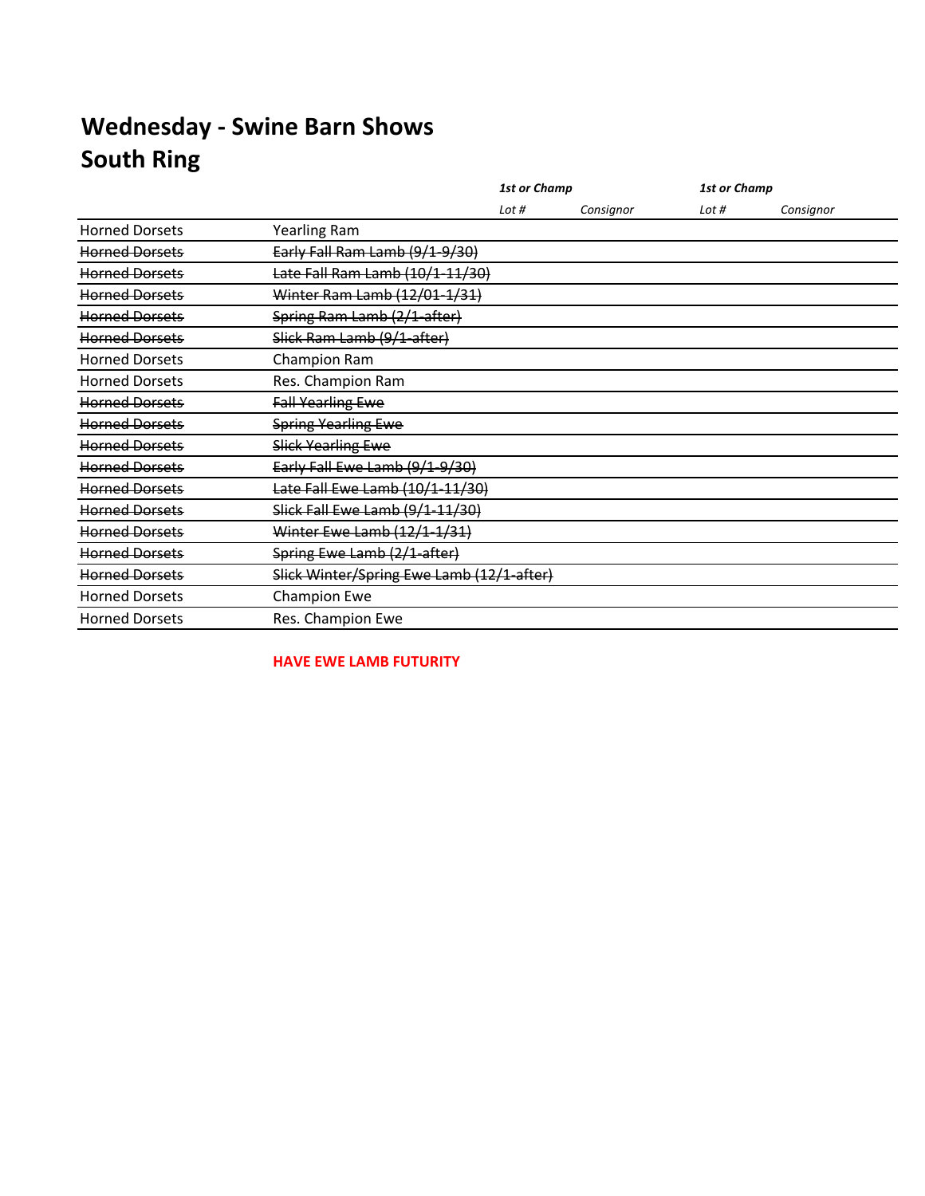# Wednesday - Swine Barn Shows
## South Ring

| | | *1st or Champ* | | *1st or Champ* | |
|---|---|---|---|---|---|
| | | *Lot #* | *Consignor* | *Lot #* | *Consignor* |
| Horned Dorsets | Yearling Ram | | | | |
| ~~Horned Dorsets~~ | ~~Early Fall Ram Lamb (9/1-9/30)~~ | | | | |
| ~~Horned Dorsets~~ | ~~Late Fall Ram Lamb (10/1-11/30)~~ | | | | |
| ~~Horned Dorsets~~ | ~~Winter Ram Lamb (12/01-1/31)~~ | | | | |
| ~~Horned Dorsets~~ | ~~Spring Ram Lamb (2/1-after)~~ | | | | |
| ~~Horned Dorsets~~ | ~~Slick Ram Lamb (9/1-after)~~ | | | | |
| Horned Dorsets | Champion Ram | | | | |
| Horned Dorsets | Res. Champion Ram | | | | |
| ~~Horned Dorsets~~ | ~~Fall Yearling Ewe~~ | | | | |
| ~~Horned Dorsets~~ | ~~Spring Yearling Ewe~~ | | | | |
| ~~Horned Dorsets~~ | ~~Slick Yearling Ewe~~ | | | | |
| ~~Horned Dorsets~~ | ~~Early Fall Ewe Lamb (9/1-9/30)~~ | | | | |
| ~~Horned Dorsets~~ | ~~Late Fall Ewe Lamb (10/1-11/30)~~ | | | | |
| ~~Horned Dorsets~~ | ~~Slick Fall Ewe Lamb (9/1-11/30)~~ | | | | |
| ~~Horned Dorsets~~ | ~~Winter Ewe Lamb (12/1-1/31)~~ | | | | |
| ~~Horned Dorsets~~ | ~~Spring Ewe Lamb (2/1-after)~~ | | | | |
| ~~Horned Dorsets~~ | ~~Slick Winter/Spring Ewe Lamb (12/1-after)~~ | | | | |
| Horned Dorsets | Champion Ewe | | | | |
| Horned Dorsets | Res. Champion Ewe | | | | |

**HAVE EWE LAMB FUTURITY**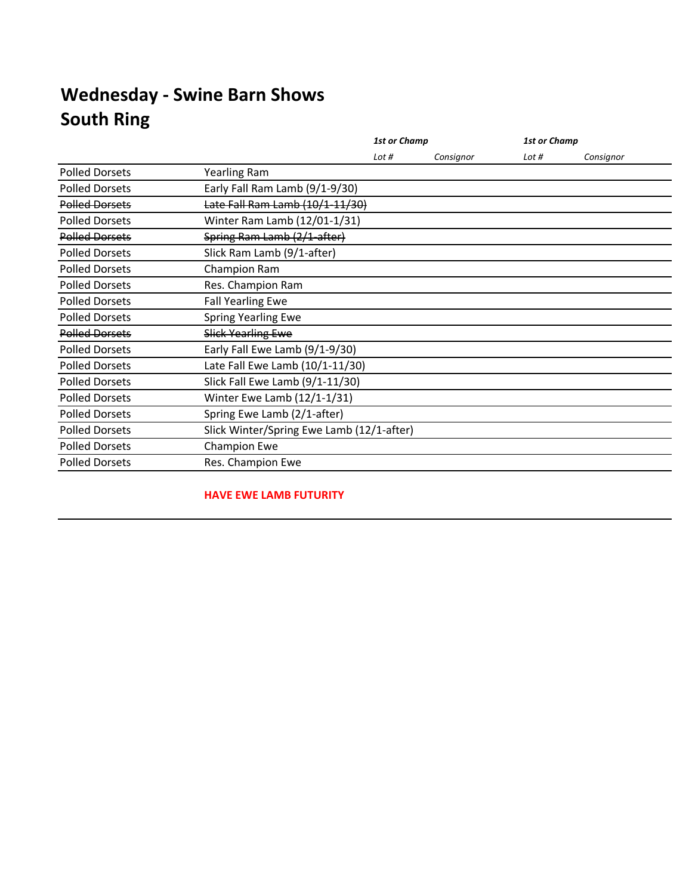# Wednesday - Swine Barn Shows
## South Ring

| | | *1st or Champ* | | *1st or Champ* | |
|---|---|---|---|---|---|
| | | *Lot #* | *Consignor* | *Lot #* | *Consignor* |
| Polled Dorsets | Yearling Ram | | | | |
| Polled Dorsets | Early Fall Ram Lamb (9/1-9/30) | | | | |
| ~~Polled Dorsets~~ | ~~Late Fall Ram Lamb (10/1-11/30)~~ | | | | |
| Polled Dorsets | Winter Ram Lamb (12/01-1/31) | | | | |
| ~~Polled Dorsets~~ | ~~Spring Ram Lamb (2/1-after)~~ | | | | |
| Polled Dorsets | Slick Ram Lamb (9/1-after) | | | | |
| Polled Dorsets | Champion Ram | | | | |
| Polled Dorsets | Res. Champion Ram | | | | |
| Polled Dorsets | Fall Yearling Ewe | | | | |
| Polled Dorsets | Spring Yearling Ewe | | | | |
| ~~Polled Dorsets~~ | ~~Slick Yearling Ewe~~ | | | | |
| Polled Dorsets | Early Fall Ewe Lamb (9/1-9/30) | | | | |
| Polled Dorsets | Late Fall Ewe Lamb (10/1-11/30) | | | | |
| Polled Dorsets | Slick Fall Ewe Lamb (9/1-11/30) | | | | |
| Polled Dorsets | Winter Ewe Lamb (12/1-1/31) | | | | |
| Polled Dorsets | Spring Ewe Lamb (2/1-after) | | | | |
| Polled Dorsets | Slick Winter/Spring Ewe Lamb (12/1-after) | | | | |
| Polled Dorsets | Champion Ewe | | | | |
| Polled Dorsets | Res. Champion Ewe | | | | |

**HAVE EWE LAMB FUTURITY**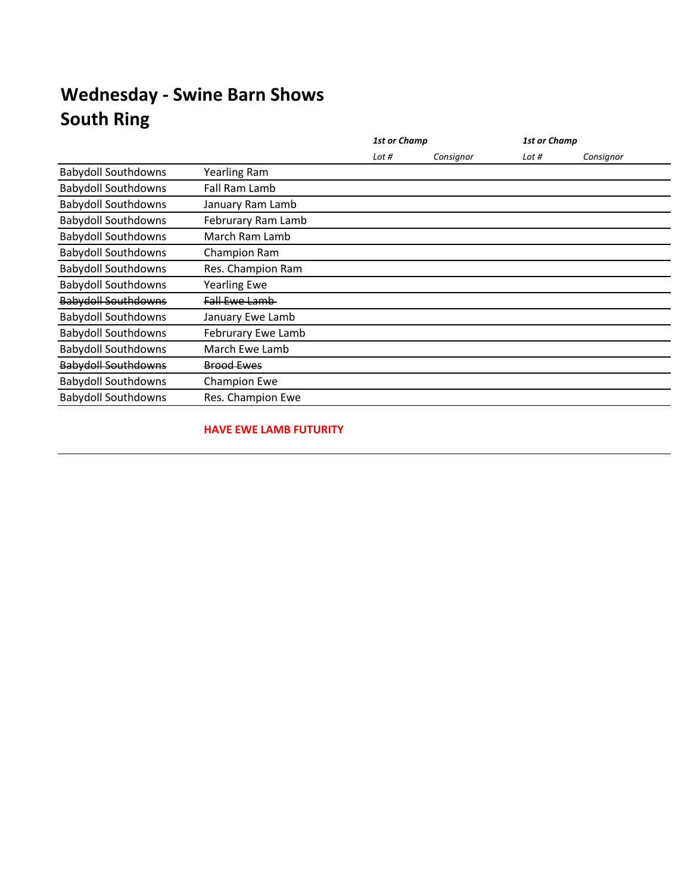# Wednesday - Swine Barn Shows
# South Ring

| | | ***1st or Champ*** | | ***1st or Champ*** | |
|---|---|---|---|---|---|
| | | *Lot #* | *Consignor* | *Lot #* | *Consignor* |
| Babydoll Southdowns | Yearling Ram | | | | |
| Babydoll Southdowns | Fall Ram Lamb | | | | |
| Babydoll Southdowns | January Ram Lamb | | | | |
| Babydoll Southdowns | Februrary Ram Lamb | | | | |
| Babydoll Southdowns | March Ram Lamb | | | | |
| Babydoll Southdowns | Champion Ram | | | | |
| Babydoll Southdowns | Res. Champion Ram | | | | |
| Babydoll Southdowns | Yearling Ewe | | | | |
| ~~Babydoll Southdowns~~ | ~~Fall Ewe Lamb~~ | | | | |
| Babydoll Southdowns | January Ewe Lamb | | | | |
| Babydoll Southdowns | Februrary Ewe Lamb | | | | |
| Babydoll Southdowns | March Ewe Lamb | | | | |
| ~~Babydoll Southdowns~~ | ~~Brood Ewes~~ | | | | |
| Babydoll Southdowns | Champion Ewe | | | | |
| Babydoll Southdowns | Res. Champion Ewe | | | | |

**HAVE EWE LAMB FUTURITY**